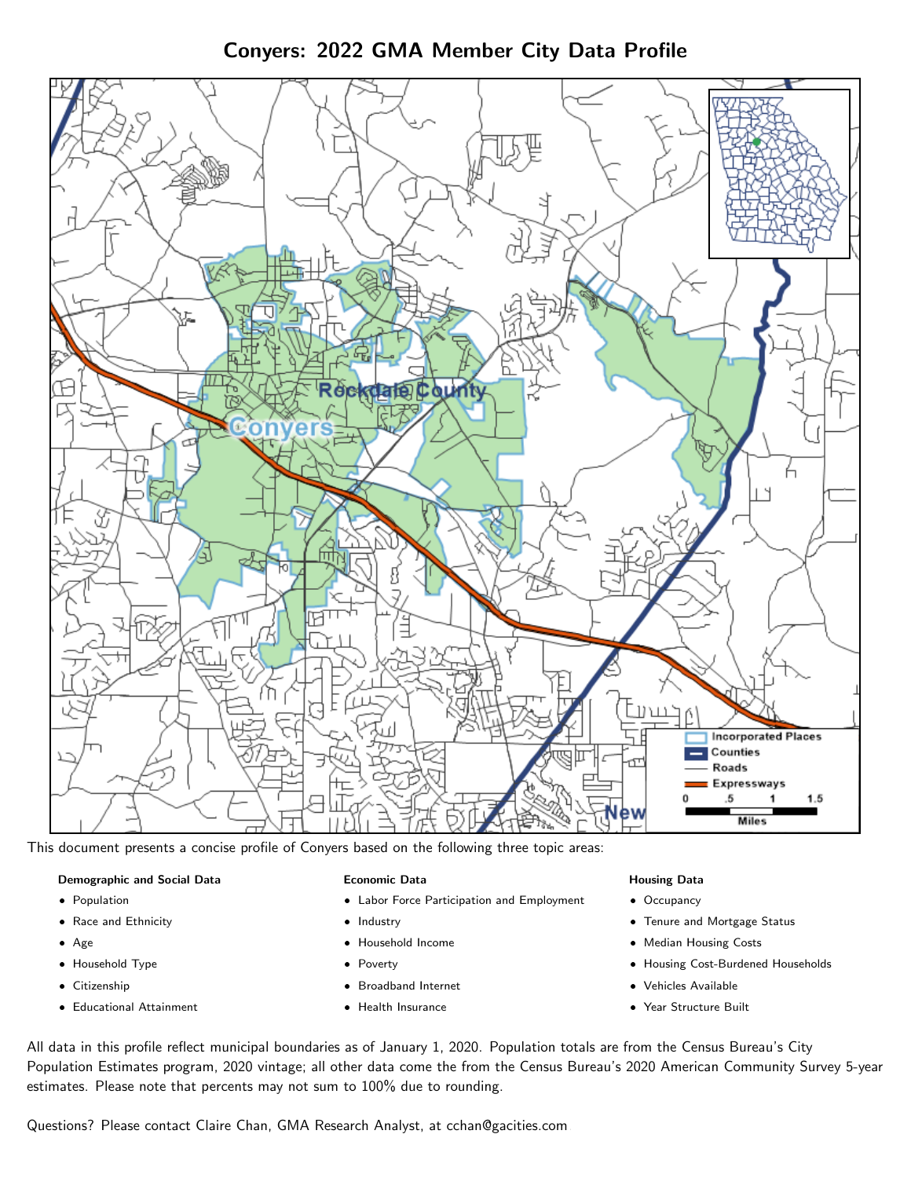# Conyers: 2022 GMA Member City Data Profile

This document presents a concise profile of Conyers based on the following three topic areas:

**Demographic and Social Data**

- Population
- Race and Ethnicity
- Age
- Household Type
- Citizenship
- Educational Attainment

**Economic Data**

- Labor Force Participation and Employment
- Industry
- Household Income
- Poverty
- Broadband Internet
- Health Insurance

**Housing Data**

- Occupancy
- Tenure and Mortgage Status
- Median Housing Costs
- Housing Cost-Burdened Households
- Vehicles Available
- Year Structure Built

All data in this profile reflect municipal boundaries as of January 1, 2020. Population totals are from the Census Bureau's City Population Estimates program, 2020 vintage; all other data come the from the Census Bureau's 2020 American Community Survey 5-year estimates. Please note that percents may not sum to 100% due to rounding.

Questions? Please contact Claire Chan, GMA Research Analyst, at cchan@gacities.com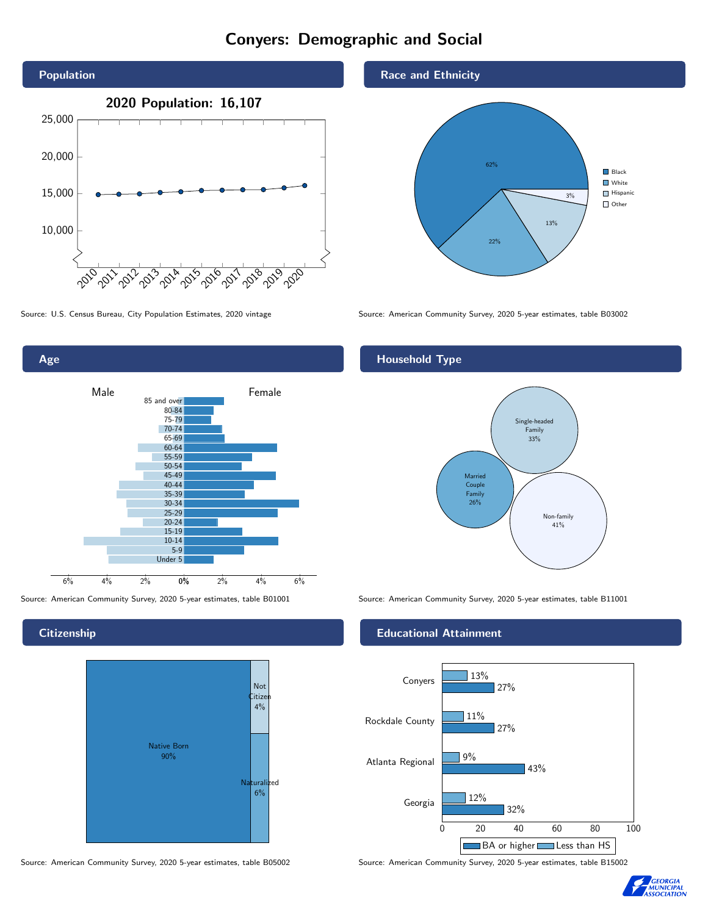# Conyers: Demographic and Social

## Population

**2020 Population: 16,107**

Source: U.S. Census Bureau, City Population Estimates, 2020 vintage

## Race and Ethnicity

| Race/Ethnicity | Percent |
|---|---|
| Black | 62% |
| White | 22% |
| Hispanic | 13% |
| Other | 3% |

Source: American Community Survey, 2020 5-year estimates, table B03002

## Age

Male / Female

Age groups: 85 and over, 80-84, 75-79, 70-74, 65-69, 60-64, 55-59, 50-54, 45-49, 40-44, 35-39, 30-34, 25-29, 20-24, 15-19, 10-14, 5-9, Under 5

Source: American Community Survey, 2020 5-year estimates, table B01001

## Household Type

| Household Type | Percent |
|---|---|
| Single-headed Family | 33% |
| Married Couple Family | 26% |
| Non-family | 41% |

Source: American Community Survey, 2020 5-year estimates, table B11001

## Citizenship

| Citizenship | Percent |
|---|---|
| Native Born | 90% |
| Not Citizen | 4% |
| Naturalized | 6% |

Source: American Community Survey, 2020 5-year estimates, table B05002

## Educational Attainment

| Area | Less than HS | BA or higher |
|---|---|---|
| Conyers | 13% | 27% |
| Rockdale County | 11% | 27% |
| Atlanta Regional | 9% | 43% |
| Georgia | 12% | 32% |

Source: American Community Survey, 2020 5-year estimates, table B15002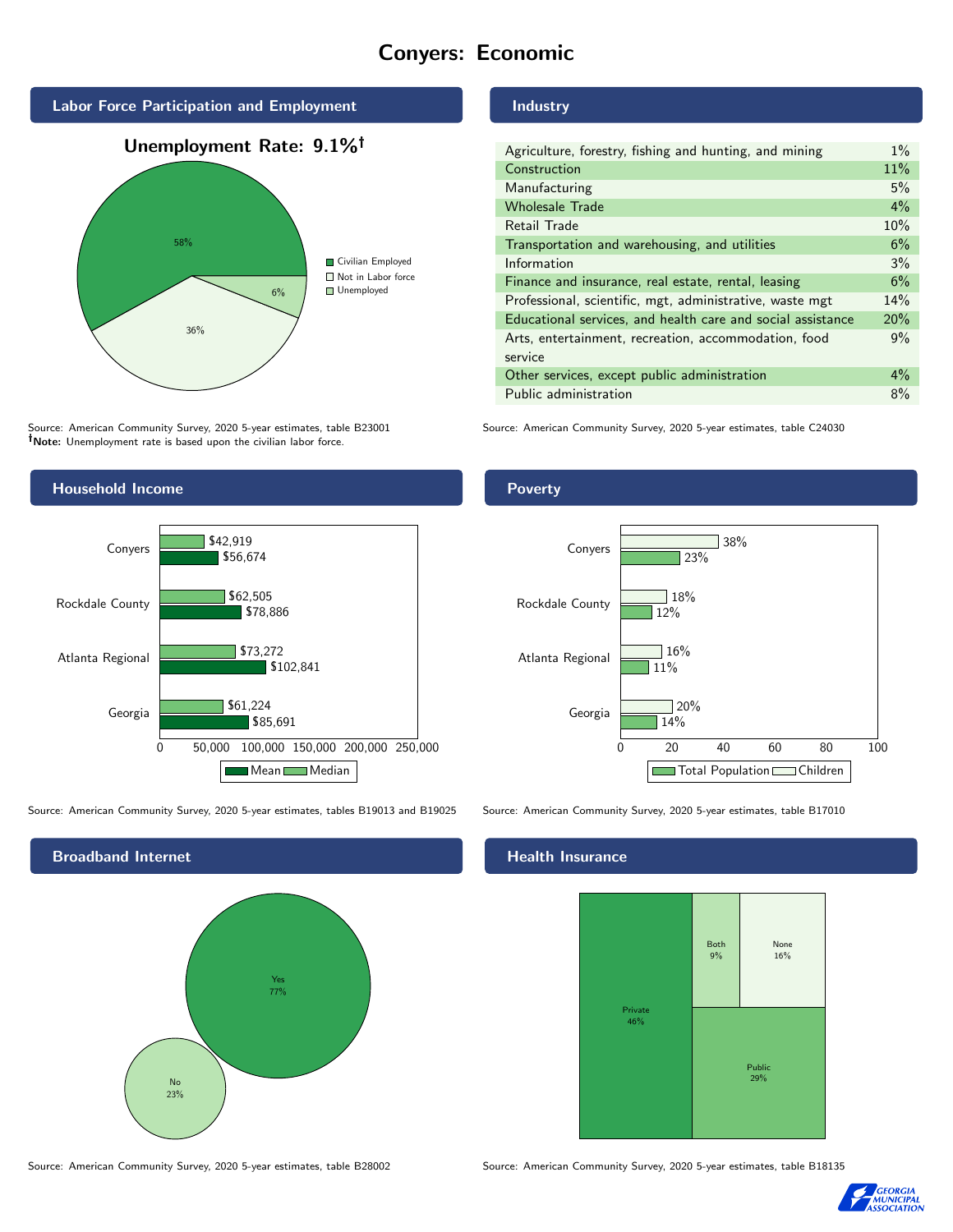# Conyers: Economic

## Labor Force Participation and Employment

**Unemployment Rate: 9.1%†**

| Category | Percent |
|---|---|
| Civilian Employed | 58% |
| Not in Labor force | 36% |
| Unemployed | 6% |

Source: American Community Survey, 2020 5-year estimates, table B23001
†**Note:** Unemployment rate is based upon the civilian labor force.

## Industry

| Industry | Percent |
|---|---|
| Agriculture, forestry, fishing and hunting, and mining | 1% |
| Construction | 11% |
| Manufacturing | 5% |
| Wholesale Trade | 4% |
| Retail Trade | 10% |
| Transportation and warehousing, and utilities | 6% |
| Information | 3% |
| Finance and insurance, real estate, rental, leasing | 6% |
| Professional, scientific, mgt, administrative, waste mgt | 14% |
| Educational services, and health care and social assistance | 20% |
| Arts, entertainment, recreation, accommodation, food service | 9% |
| Other services, except public administration | 4% |
| Public administration | 8% |

Source: American Community Survey, 2020 5-year estimates, table C24030

## Household Income

| Area | Median | Mean |
|---|---|---|
| Conyers | $42,919 | $56,674 |
| Rockdale County | $62,505 | $78,886 |
| Atlanta Regional | $73,272 | $102,841 |
| Georgia | $61,224 | $85,691 |

Source: American Community Survey, 2020 5-year estimates, tables B19013 and B19025

## Poverty

| Area | Children | Total Population |
|---|---|---|
| Conyers | 38% | 23% |
| Rockdale County | 18% | 12% |
| Atlanta Regional | 16% | 11% |
| Georgia | 20% | 14% |

Source: American Community Survey, 2020 5-year estimates, table B17010

## Broadband Internet

| Response | Percent |
|---|---|
| Yes | 77% |
| No | 23% |

Source: American Community Survey, 2020 5-year estimates, table B28002

## Health Insurance

| Type | Percent |
|---|---|
| Private | 46% |
| Public | 29% |
| Both | 9% |
| None | 16% |

Source: American Community Survey, 2020 5-year estimates, table B18135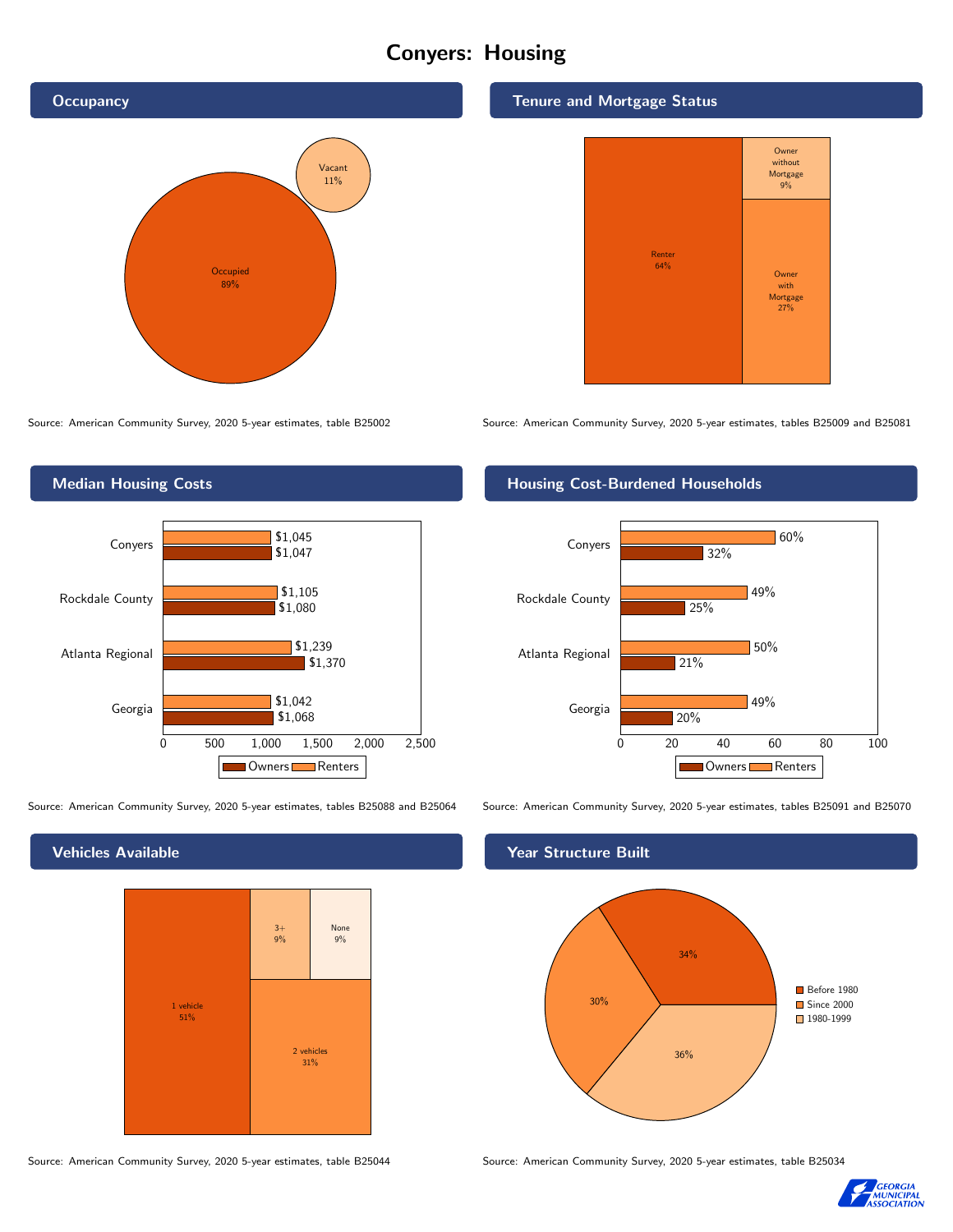# Conyers: Housing

## Occupancy

Vacant
11%

Occupied
89%

Source: American Community Survey, 2020 5-year estimates, table B25002

## Tenure and Mortgage Status

Renter
64%

Owner without Mortgage
9%

Owner with Mortgage
27%

Source: American Community Survey, 2020 5-year estimates, tables B25009 and B25081

## Median Housing Costs

Conyers
$1,045
$1,047

Rockdale County
$1,105
$1,080

Atlanta Regional
$1,239
$1,370

Georgia
$1,042
$1,068

0 500 1,000 1,500 2,000 2,500

Owners Renters

Source: American Community Survey, 2020 5-year estimates, tables B25088 and B25064

## Housing Cost-Burdened Households

Conyers
60%
32%

Rockdale County
49%
25%

Atlanta Regional
50%
21%

Georgia
49%
20%

0 20 40 60 80 100

Owners Renters

Source: American Community Survey, 2020 5-year estimates, tables B25091 and B25070

## Vehicles Available

1 vehicle
51%

3+
9%

None
9%

2 vehicles
31%

Source: American Community Survey, 2020 5-year estimates, table B25044

## Year Structure Built

34%

30%

36%

Before 1980
Since 2000
1980-1999

Source: American Community Survey, 2020 5-year estimates, table B25034